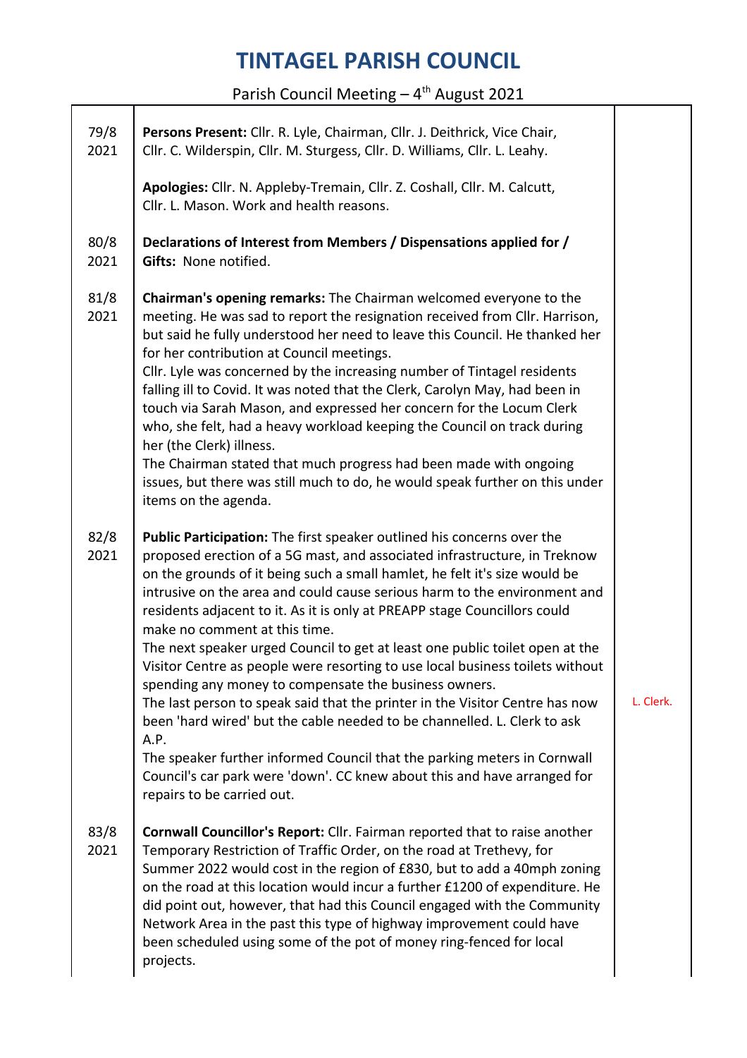# TINTAGEL PARISH COUNCIL

Parish Council Meeting – 4th August 2021

| | | |
|---|---|---|
| 79/8 2021 | **Persons Present:** Cllr. R. Lyle, Chairman, Cllr. J. Deithrick, Vice Chair, Cllr. C. Wilderspin, Cllr. M. Sturgess, Cllr. D. Williams, Cllr. L. Leahy.<br><br>**Apologies:** Cllr. N. Appleby-Tremain, Cllr. Z. Coshall, Cllr. M. Calcutt, Cllr. L. Mason. Work and health reasons. | |
| 80/8 2021 | **Declarations of Interest from Members / Dispensations applied for / Gifts:** None notified. | |
| 81/8 2021 | **Chairman's opening remarks:** The Chairman welcomed everyone to the meeting. He was sad to report the resignation received from Cllr. Harrison, but said he fully understood her need to leave this Council. He thanked her for her contribution at Council meetings.<br>Cllr. Lyle was concerned by the increasing number of Tintagel residents falling ill to Covid. It was noted that the Clerk, Carolyn May, had been in touch via Sarah Mason, and expressed her concern for the Locum Clerk who, she felt, had a heavy workload keeping the Council on track during her (the Clerk) illness.<br>The Chairman stated that much progress had been made with ongoing issues, but there was still much to do, he would speak further on this under items on the agenda. | |
| 82/8 2021 | **Public Participation:** The first speaker outlined his concerns over the proposed erection of a 5G mast, and associated infrastructure, in Treknow on the grounds of it being such a small hamlet, he felt it's size would be intrusive on the area and could cause serious harm to the environment and residents adjacent to it. As it is only at PREAPP stage Councillors could make no comment at this time.<br>The next speaker urged Council to get at least one public toilet open at the Visitor Centre as people were resorting to use local business toilets without spending any money to compensate the business owners.<br>The last person to speak said that the printer in the Visitor Centre has now been 'hard wired' but the cable needed to be channelled. L. Clerk to ask A.P.<br>The speaker further informed Council that the parking meters in Cornwall Council's car park were 'down'. CC knew about this and have arranged for repairs to be carried out. | L. Clerk. |
| 83/8 2021 | **Cornwall Councillor's Report:** Cllr. Fairman reported that to raise another Temporary Restriction of Traffic Order, on the road at Trethevy, for Summer 2022 would cost in the region of £830, but to add a 40mph zoning on the road at this location would incur a further £1200 of expenditure. He did point out, however, that had this Council engaged with the Community Network Area in the past this type of highway improvement could have been scheduled using some of the pot of money ring-fenced for local projects. | |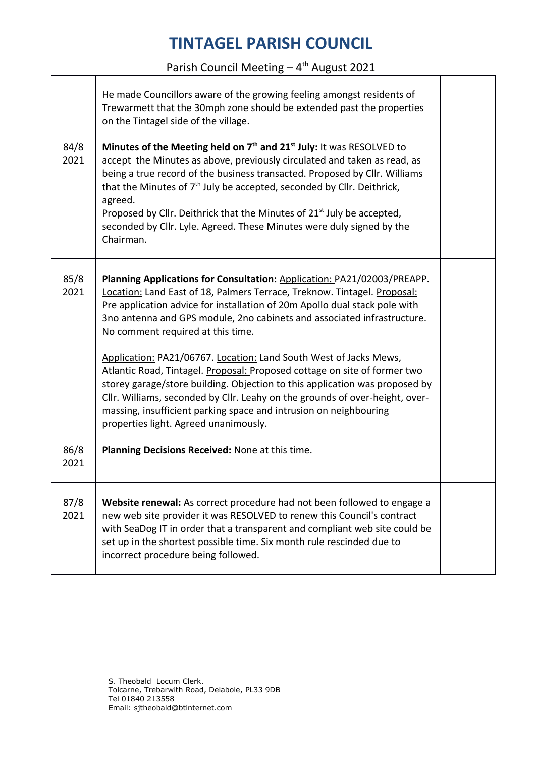# TINTAGEL PARISH COUNCIL

Parish Council Meeting – 4th August 2021

| | | |
|---|---|---|
| | He made Councillors aware of the growing feeling amongst residents of Trewarmett that the 30mph zone should be extended past the properties on the Tintagel side of the village. | |
| 84/8 2021 | **Minutes of the Meeting held on 7th and 21st July:** It was RESOLVED to accept the Minutes as above, previously circulated and taken as read, as being a true record of the business transacted. Proposed by Cllr. Williams that the Minutes of 7th July be accepted, seconded by Cllr. Deithrick, agreed.<br>Proposed by Cllr. Deithrick that the Minutes of 21st July be accepted, seconded by Cllr. Lyle. Agreed. These Minutes were duly signed by the Chairman. | |
| 85/8 2021 | **Planning Applications for Consultation:** Application: PA21/02003/PREAPP. Location: Land East of 18, Palmers Terrace, Treknow. Tintagel. Proposal: Pre application advice for installation of 20m Apollo dual stack pole with 3no antenna and GPS module, 2no cabinets and associated infrastructure. No comment required at this time.<br><br>Application: PA21/06767. Location: Land South West of Jacks Mews, Atlantic Road, Tintagel. Proposal: Proposed cottage on site of former two storey garage/store building. Objection to this application was proposed by Cllr. Williams, seconded by Cllr. Leahy on the grounds of over-height, over-massing, insufficient parking space and intrusion on neighbouring properties light. Agreed unanimously. | |
| 86/8 2021 | **Planning Decisions Received:** None at this time. | |
| 87/8 2021 | **Website renewal:** As correct procedure had not been followed to engage a new web site provider it was RESOLVED to renew this Council's contract with SeaDog IT in order that a transparent and compliant web site could be set up in the shortest possible time. Six month rule rescinded due to incorrect procedure being followed. | |

S. Theobald Locum Clerk.
Tolcarne, Trebarwith Road, Delabole, PL33 9DB
Tel 01840 213558
Email: sjtheobald@btinternet.com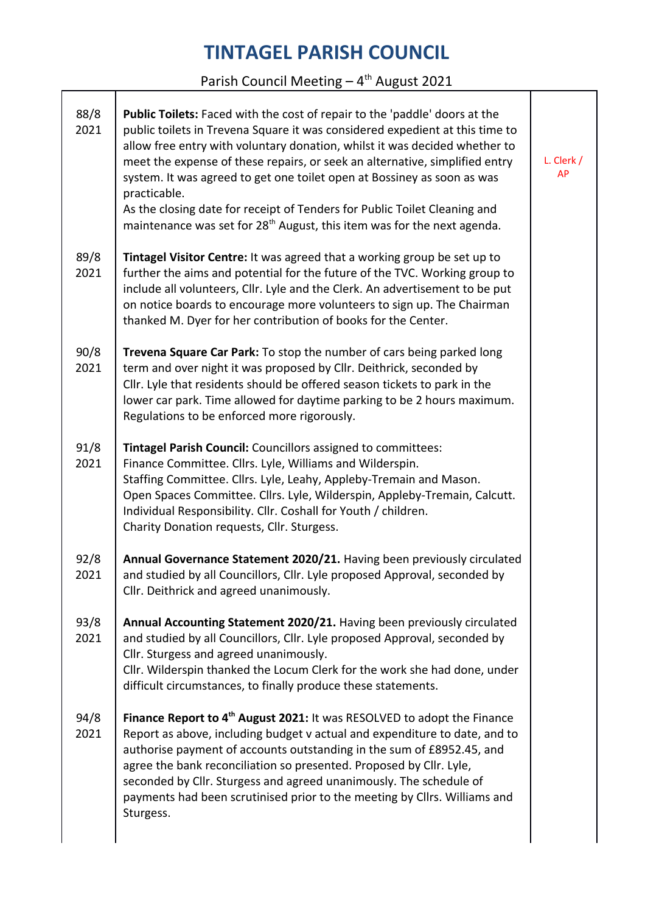# TINTAGEL PARISH COUNCIL

Parish Council Meeting – 4th August 2021

| | | |
|---|---|---|
| 88/8 2021 | **Public Toilets:** Faced with the cost of repair to the 'paddle' doors at the public toilets in Trevena Square it was considered expedient at this time to allow free entry with voluntary donation, whilst it was decided whether to meet the expense of these repairs, or seek an alternative, simplified entry system. It was agreed to get one toilet open at Bossiney as soon as was practicable. As the closing date for receipt of Tenders for Public Toilet Cleaning and maintenance was set for 28th August, this item was for the next agenda. | L. Clerk / AP |
| 89/8 2021 | **Tintagel Visitor Centre:** It was agreed that a working group be set up to further the aims and potential for the future of the TVC. Working group to include all volunteers, Cllr. Lyle and the Clerk. An advertisement to be put on notice boards to encourage more volunteers to sign up. The Chairman thanked M. Dyer for her contribution of books for the Center. | |
| 90/8 2021 | **Trevena Square Car Park:** To stop the number of cars being parked long term and over night it was proposed by Cllr. Deithrick, seconded by Cllr. Lyle that residents should be offered season tickets to park in the lower car park. Time allowed for daytime parking to be 2 hours maximum. Regulations to be enforced more rigorously. | |
| 91/8 2021 | **Tintagel Parish Council:** Councillors assigned to committees:<br>Finance Committee. Cllrs. Lyle, Williams and Wilderspin.<br>Staffing Committee. Cllrs. Lyle, Leahy, Appleby-Tremain and Mason.<br>Open Spaces Committee. Cllrs. Lyle, Wilderspin, Appleby-Tremain, Calcutt.<br>Individual Responsibility. Cllr. Coshall for Youth / children.<br>Charity Donation requests, Cllr. Sturgess. | |
| 92/8 2021 | **Annual Governance Statement 2020/21.** Having been previously circulated and studied by all Councillors, Cllr. Lyle proposed Approval, seconded by Cllr. Deithrick and agreed unanimously. | |
| 93/8 2021 | **Annual Accounting Statement 2020/21.** Having been previously circulated and studied by all Councillors, Cllr. Lyle proposed Approval, seconded by Cllr. Sturgess and agreed unanimously.<br>Cllr. Wilderspin thanked the Locum Clerk for the work she had done, under difficult circumstances, to finally produce these statements. | |
| 94/8 2021 | **Finance Report to 4th August 2021:** It was RESOLVED to adopt the Finance Report as above, including budget v actual and expenditure to date, and to authorise payment of accounts outstanding in the sum of £8952.45, and agree the bank reconciliation so presented. Proposed by Cllr. Lyle, seconded by Cllr. Sturgess and agreed unanimously. The schedule of payments had been scrutinised prior to the meeting by Cllrs. Williams and Sturgess. | |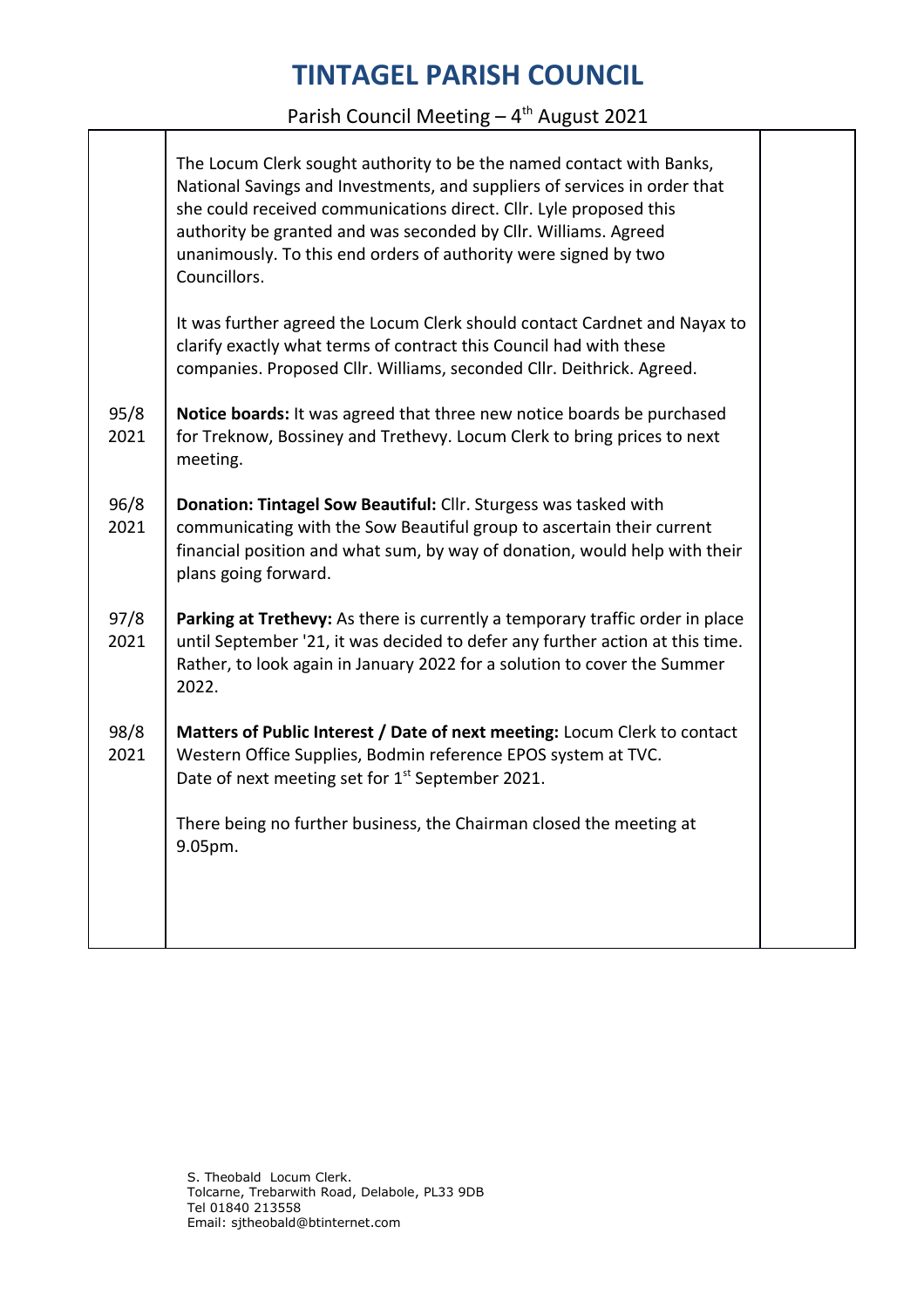# TINTAGEL PARISH COUNCIL

Parish Council Meeting – 4th August 2021

| | | |
|---|---|---|
| | The Locum Clerk sought authority to be the named contact with Banks, National Savings and Investments, and suppliers of services in order that she could received communications direct. Cllr. Lyle proposed this authority be granted and was seconded by Cllr. Williams. Agreed unanimously. To this end orders of authority were signed by two Councillors.<br><br>It was further agreed the Locum Clerk should contact Cardnet and Nayax to clarify exactly what terms of contract this Council had with these companies. Proposed Cllr. Williams, seconded Cllr. Deithrick. Agreed. | |
| 95/8 2021 | **Notice boards:** It was agreed that three new notice boards be purchased for Treknow, Bossiney and Trethevy. Locum Clerk to bring prices to next meeting. | |
| 96/8 2021 | **Donation: Tintagel Sow Beautiful:** Cllr. Sturgess was tasked with communicating with the Sow Beautiful group to ascertain their current financial position and what sum, by way of donation, would help with their plans going forward. | |
| 97/8 2021 | **Parking at Trethevy:** As there is currently a temporary traffic order in place until September '21, it was decided to defer any further action at this time. Rather, to look again in January 2022 for a solution to cover the Summer 2022. | |
| 98/8 2021 | **Matters of Public Interest / Date of next meeting:** Locum Clerk to contact Western Office Supplies, Bodmin reference EPOS system at TVC.<br>Date of next meeting set for 1st September 2021.<br><br>There being no further business, the Chairman closed the meeting at 9.05pm. | |

S. Theobald Locum Clerk.
Tolcarne, Trebarwith Road, Delabole, PL33 9DB
Tel 01840 213558
Email: sjtheobald@btinternet.com